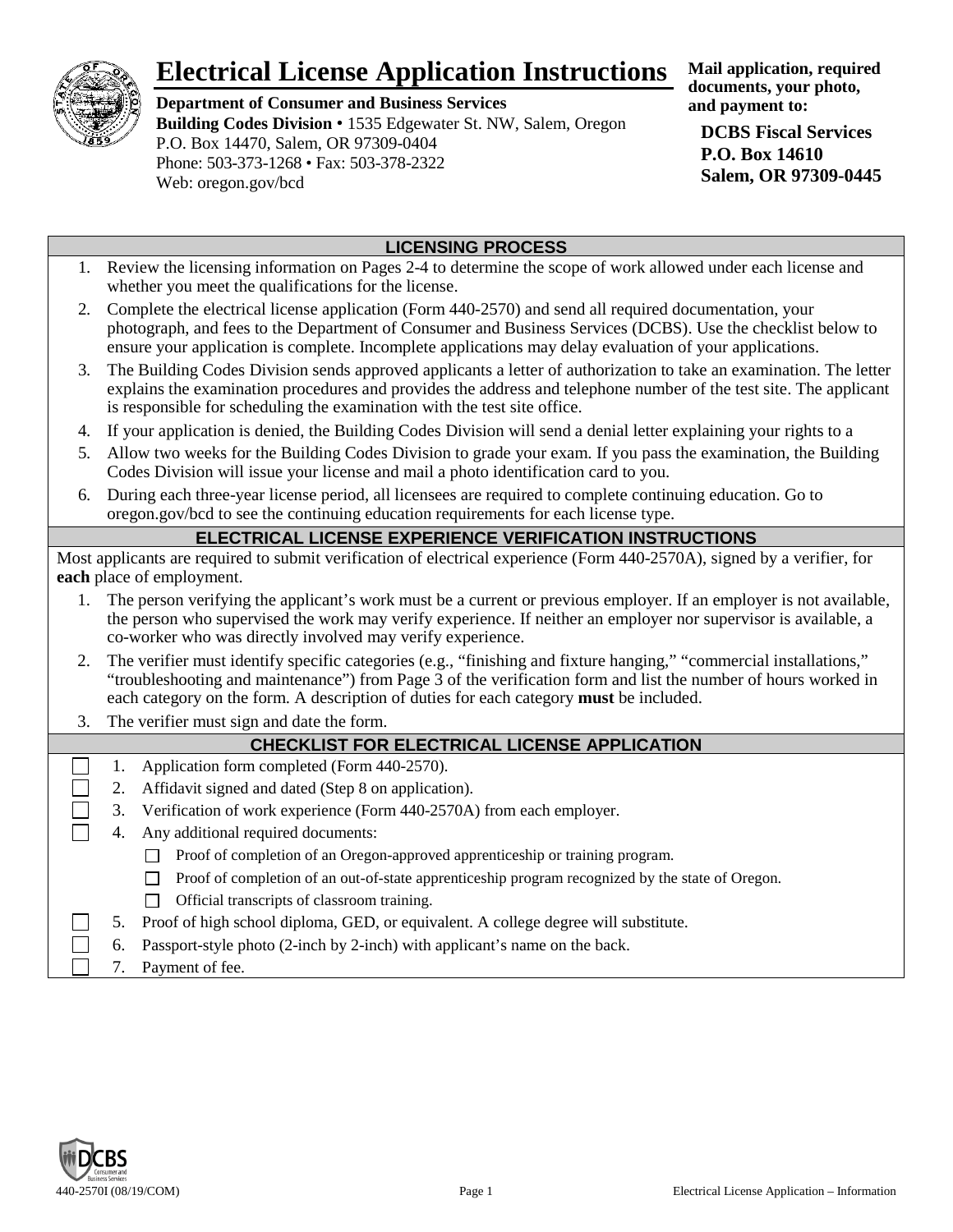# Electrical License Application Instructions

**Department of Consumer and Business Services**
**Building Codes Division** • 1535 Edgewater St. NW, Salem, Oregon
P.O. Box 14470, Salem, OR 97309-0404
Phone: 503-373-1268 • Fax: 503-378-2322
Web: oregon.gov/bcd

**Mail application, required documents, your photo, and payment to:**

**DCBS Fiscal Services**
**P.O. Box 14610**
**Salem, OR 97309-0445**

## LICENSING PROCESS

1. Review the licensing information on Pages 2-4 to determine the scope of work allowed under each license and whether you meet the qualifications for the license.
2. Complete the electrical license application (Form 440-2570) and send all required documentation, your photograph, and fees to the Department of Consumer and Business Services (DCBS). Use the checklist below to ensure your application is complete. Incomplete applications may delay evaluation of your applications.
3. The Building Codes Division sends approved applicants a letter of authorization to take an examination. The letter explains the examination procedures and provides the address and telephone number of the test site. The applicant is responsible for scheduling the examination with the test site office.
4. If your application is denied, the Building Codes Division will send a denial letter explaining your rights to a
5. Allow two weeks for the Building Codes Division to grade your exam. If you pass the examination, the Building Codes Division will issue your license and mail a photo identification card to you.
6. During each three-year license period, all licensees are required to complete continuing education. Go to oregon.gov/bcd to see the continuing education requirements for each license type.

## ELECTRICAL LICENSE EXPERIENCE VERIFICATION INSTRUCTIONS

Most applicants are required to submit verification of electrical experience (Form 440-2570A), signed by a verifier, for **each** place of employment.

1. The person verifying the applicant's work must be a current or previous employer. If an employer is not available, the person who supervised the work may verify experience. If neither an employer nor supervisor is available, a co-worker who was directly involved may verify experience.
2. The verifier must identify specific categories (e.g., "finishing and fixture hanging," "commercial installations," "troubleshooting and maintenance") from Page 3 of the verification form and list the number of hours worked in each category on the form. A description of duties for each category **must** be included.
3. The verifier must sign and date the form.

## CHECKLIST FOR ELECTRICAL LICENSE APPLICATION

- ☐ 1. Application form completed (Form 440-2570).
- ☐ 2. Affidavit signed and dated (Step 8 on application).
- ☐ 3. Verification of work experience (Form 440-2570A) from each employer.
- ☐ 4. Any additional required documents:
  - ☐ Proof of completion of an Oregon-approved apprenticeship or training program.
  - ☐ Proof of completion of an out-of-state apprenticeship program recognized by the state of Oregon.
  - ☐ Official transcripts of classroom training.
- ☐ 5. Proof of high school diploma, GED, or equivalent. A college degree will substitute.
- ☐ 6. Passport-style photo (2-inch by 2-inch) with applicant's name on the back.
- ☐ 7. Payment of fee.

440-2570I (08/19/COM)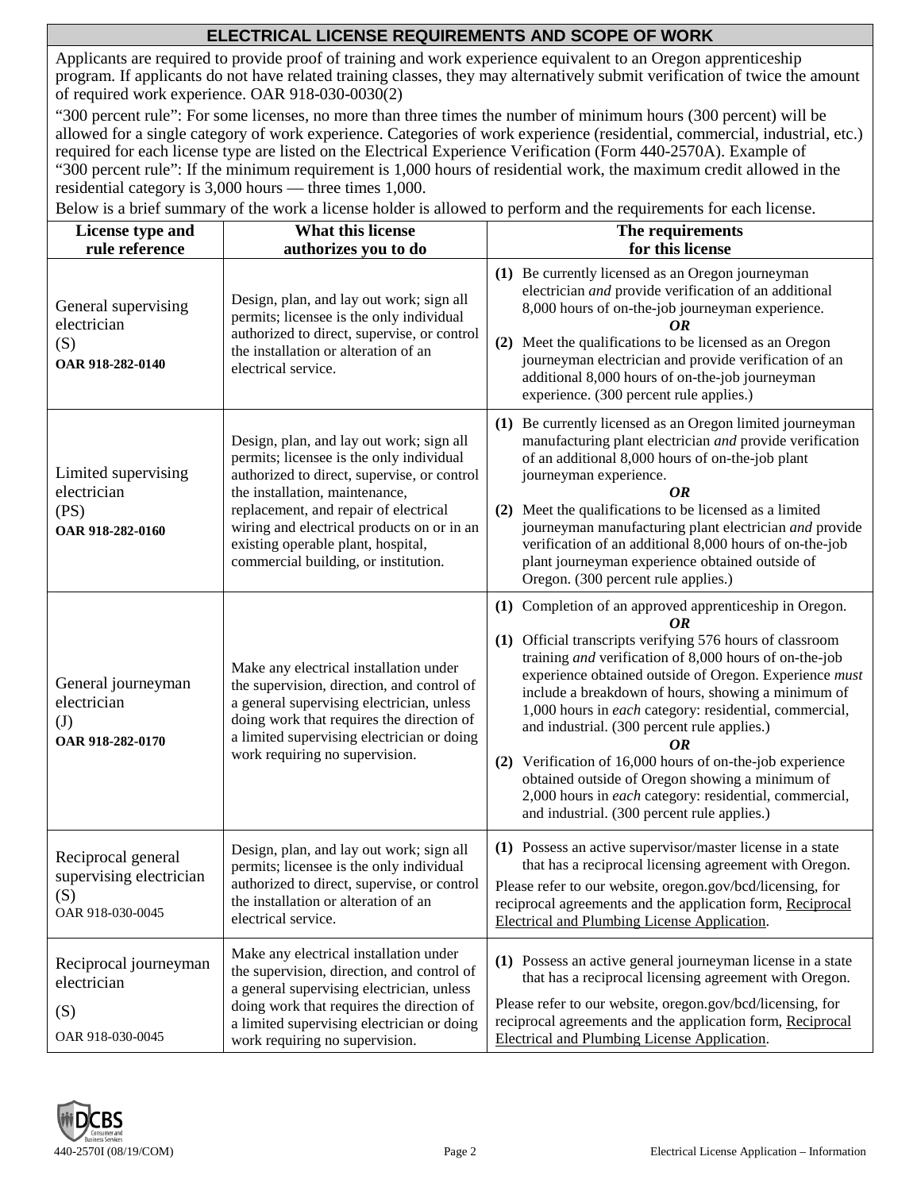## ELECTRICAL LICENSE REQUIREMENTS AND SCOPE OF WORK

Applicants are required to provide proof of training and work experience equivalent to an Oregon apprenticeship program. If applicants do not have related training classes, they may alternatively submit verification of twice the amount of required work experience. OAR 918-030-0030(2)

"300 percent rule": For some licenses, no more than three times the number of minimum hours (300 percent) will be allowed for a single category of work experience. Categories of work experience (residential, commercial, industrial, etc.) required for each license type are listed on the Electrical Experience Verification (Form 440-2570A). Example of "300 percent rule": If the minimum requirement is 1,000 hours of residential work, the maximum credit allowed in the residential category is 3,000 hours — three times 1,000.

Below is a brief summary of the work a license holder is allowed to perform and the requirements for each license.

| License type and rule reference | What this license authorizes you to do | The requirements for this license |
|---|---|---|
| General supervising electrician (S) **OAR 918-282-0140** | Design, plan, and lay out work; sign all permits; licensee is the only individual authorized to direct, supervise, or control the installation or alteration of an electrical service. | **(1)** Be currently licensed as an Oregon journeyman electrician *and* provide verification of an additional 8,000 hours of on-the-job journeyman experience. ***OR*** **(2)** Meet the qualifications to be licensed as an Oregon journeyman electrician and provide verification of an additional 8,000 hours of on-the-job journeyman experience. (300 percent rule applies.) |
| Limited supervising electrician (PS) **OAR 918-282-0160** | Design, plan, and lay out work; sign all permits; licensee is the only individual authorized to direct, supervise, or control the installation, maintenance, replacement, and repair of electrical wiring and electrical products on or in an existing operable plant, hospital, commercial building, or institution. | **(1)** Be currently licensed as an Oregon limited journeyman manufacturing plant electrician *and* provide verification of an additional 8,000 hours of on-the-job plant journeyman experience. ***OR*** **(2)** Meet the qualifications to be licensed as a limited journeyman manufacturing plant electrician *and* provide verification of an additional 8,000 hours of on-the-job plant journeyman experience obtained outside of Oregon. (300 percent rule applies.) |
| General journeyman electrician (J) **OAR 918-282-0170** | Make any electrical installation under the supervision, direction, and control of a general supervising electrician, unless doing work that requires the direction of a limited supervising electrician or doing work requiring no supervision. | **(1)** Completion of an approved apprenticeship in Oregon. ***OR*** **(1)** Official transcripts verifying 576 hours of classroom training *and* verification of 8,000 hours of on-the-job experience obtained outside of Oregon. Experience *must* include a breakdown of hours, showing a minimum of 1,000 hours in *each* category: residential, commercial, and industrial. (300 percent rule applies.) ***OR*** **(2)** Verification of 16,000 hours of on-the-job experience obtained outside of Oregon showing a minimum of 2,000 hours in *each* category: residential, commercial, and industrial. (300 percent rule applies.) |
| Reciprocal general supervising electrician (S) OAR 918-030-0045 | Design, plan, and lay out work; sign all permits; licensee is the only individual authorized to direct, supervise, or control the installation or alteration of an electrical service. | **(1)** Possess an active supervisor/master license in a state that has a reciprocal licensing agreement with Oregon. Please refer to our website, oregon.gov/bcd/licensing, for reciprocal agreements and the application form, Reciprocal Electrical and Plumbing License Application. |
| Reciprocal journeyman electrician (S) OAR 918-030-0045 | Make any electrical installation under the supervision, direction, and control of a general supervising electrician, unless doing work that requires the direction of a limited supervising electrician or doing work requiring no supervision. | **(1)** Possess an active general journeyman license in a state that has a reciprocal licensing agreement with Oregon. Please refer to our website, oregon.gov/bcd/licensing, for reciprocal agreements and the application form, Reciprocal Electrical and Plumbing License Application. |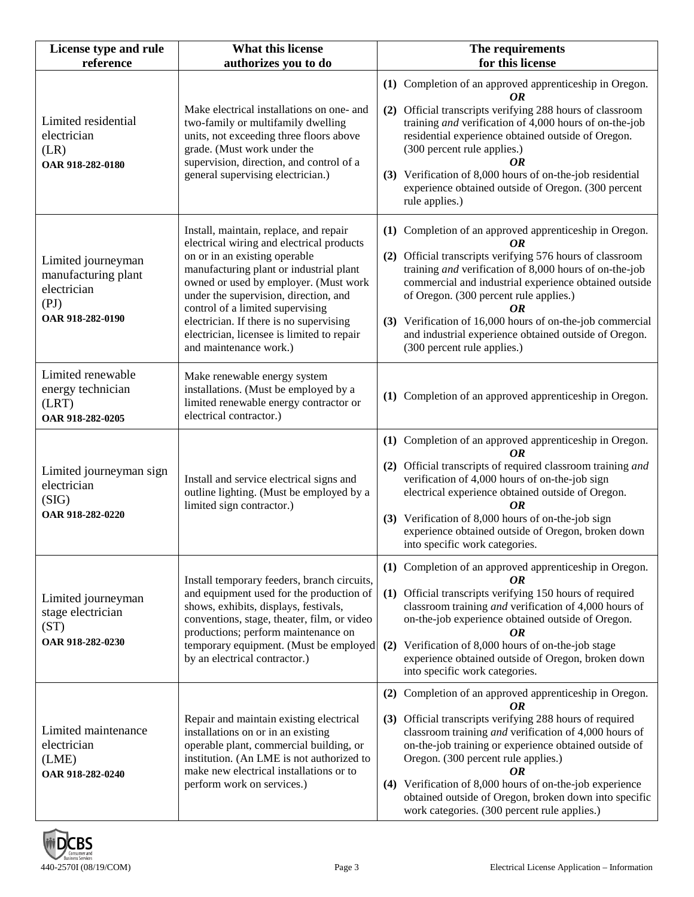| License type and rule reference | What this license authorizes you to do | The requirements for this license |
| --- | --- | --- |
| Limited residential electrician (LR) **OAR 918-282-0180** | Make electrical installations on one- and two-family or multifamily dwelling units, not exceeding three floors above grade. (Must work under the supervision, direction, and control of a general supervising electrician.) | **(1)** Completion of an approved apprenticeship in Oregon. ***OR*** **(2)** Official transcripts verifying 288 hours of classroom training *and* verification of 4,000 hours of on-the-job residential experience obtained outside of Oregon. (300 percent rule applies.) ***OR*** **(3)** Verification of 8,000 hours of on-the-job residential experience obtained outside of Oregon. (300 percent rule applies.) |
| Limited journeyman manufacturing plant electrician (PJ) **OAR 918-282-0190** | Install, maintain, replace, and repair electrical wiring and electrical products on or in an existing operable manufacturing plant or industrial plant owned or used by employer. (Must work under the supervision, direction, and control of a limited supervising electrician. If there is no supervising electrician, licensee is limited to repair and maintenance work.) | **(1)** Completion of an approved apprenticeship in Oregon. ***OR*** **(2)** Official transcripts verifying 576 hours of classroom training *and* verification of 8,000 hours of on-the-job commercial and industrial experience obtained outside of Oregon. (300 percent rule applies.) ***OR*** **(3)** Verification of 16,000 hours of on-the-job commercial and industrial experience obtained outside of Oregon. (300 percent rule applies.) |
| Limited renewable energy technician (LRT) **OAR 918-282-0205** | Make renewable energy system installations. (Must be employed by a limited renewable energy contractor or electrical contractor.) | **(1)** Completion of an approved apprenticeship in Oregon. |
| Limited journeyman sign electrician (SIG) **OAR 918-282-0220** | Install and service electrical signs and outline lighting. (Must be employed by a limited sign contractor.) | **(1)** Completion of an approved apprenticeship in Oregon. ***OR*** **(2)** Official transcripts of required classroom training *and* verification of 4,000 hours of on-the-job sign electrical experience obtained outside of Oregon. ***OR*** **(3)** Verification of 8,000 hours of on-the-job sign experience obtained outside of Oregon, broken down into specific work categories. |
| Limited journeyman stage electrician (ST) **OAR 918-282-0230** | Install temporary feeders, branch circuits, and equipment used for the production of shows, exhibits, displays, festivals, conventions, stage, theater, film, or video productions; perform maintenance on temporary equipment. (Must be employed by an electrical contractor.) | **(1)** Completion of an approved apprenticeship in Oregon. ***OR*** **(1)** Official transcripts verifying 150 hours of required classroom training *and* verification of 4,000 hours of on-the-job experience obtained outside of Oregon. ***OR*** **(2)** Verification of 8,000 hours of on-the-job stage experience obtained outside of Oregon, broken down into specific work categories. |
| Limited maintenance electrician (LME) **OAR 918-282-0240** | Repair and maintain existing electrical installations on or in an existing operable plant, commercial building, or institution. (An LME is not authorized to make new electrical installations or to perform work on services.) | **(2)** Completion of an approved apprenticeship in Oregon. ***OR*** **(3)** Official transcripts verifying 288 hours of required classroom training *and* verification of 4,000 hours of on-the-job training or experience obtained outside of Oregon. (300 percent rule applies.) ***OR*** **(4)** Verification of 8,000 hours of on-the-job experience obtained outside of Oregon, broken down into specific work categories. (300 percent rule applies.) |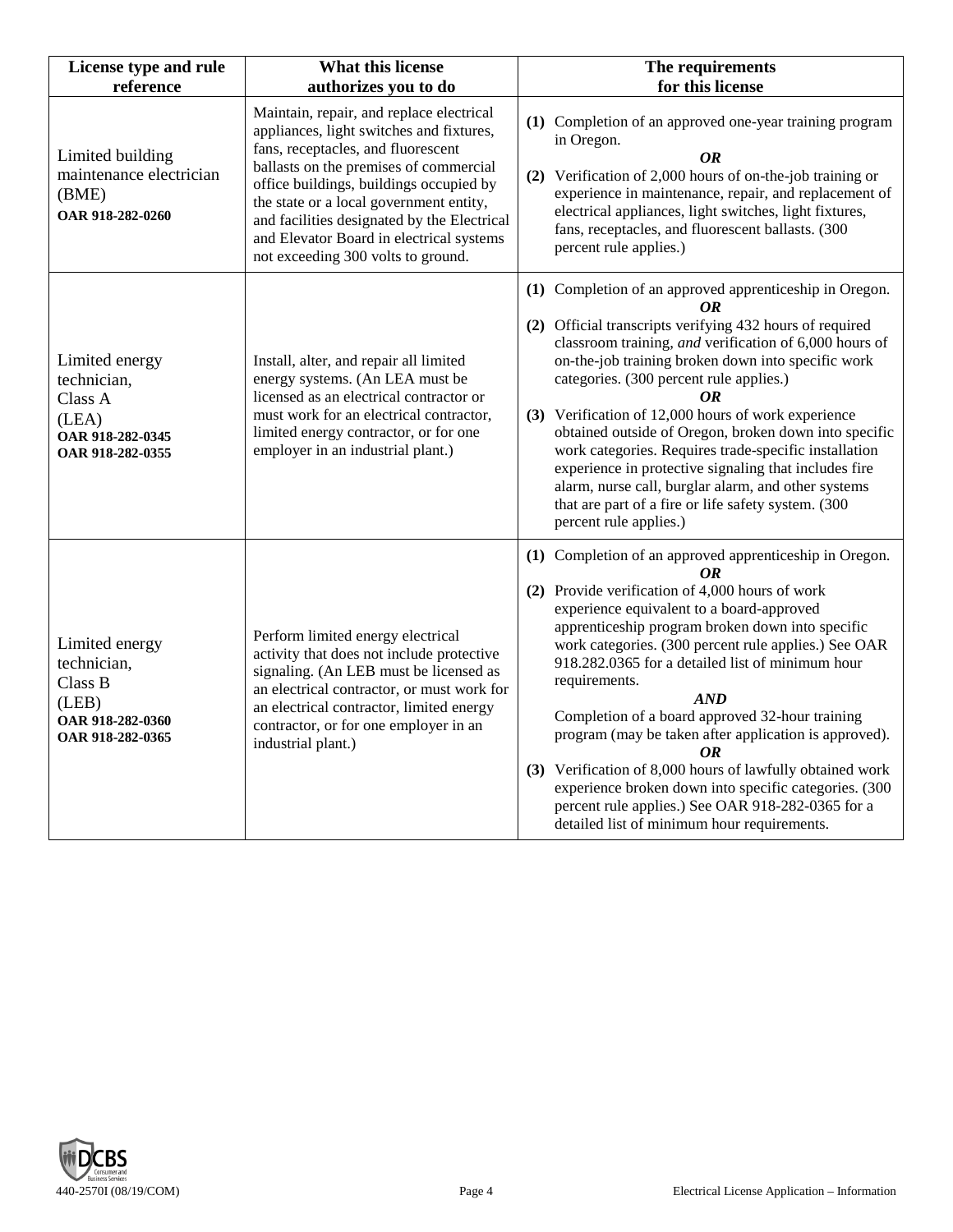| License type and rule reference | What this license authorizes you to do | The requirements for this license |
|---|---|---|
| Limited building maintenance electrician (BME)<br>**OAR 918-282-0260** | Maintain, repair, and replace electrical appliances, light switches and fixtures, fans, receptacles, and fluorescent ballasts on the premises of commercial office buildings, buildings occupied by the state or a local government entity, and facilities designated by the Electrical and Elevator Board in electrical systems not exceeding 300 volts to ground. | **(1)** Completion of an approved one-year training program in Oregon.<br>***OR***<br>**(2)** Verification of 2,000 hours of on-the-job training or experience in maintenance, repair, and replacement of electrical appliances, light switches, light fixtures, fans, receptacles, and fluorescent ballasts. (300 percent rule applies.) |
| Limited energy technician, Class A (LEA)<br>**OAR 918-282-0345**<br>**OAR 918-282-0355** | Install, alter, and repair all limited energy systems. (An LEA must be licensed as an electrical contractor or must work for an electrical contractor, limited energy contractor, or for one employer in an industrial plant.) | **(1)** Completion of an approved apprenticeship in Oregon.<br>***OR***<br>**(2)** Official transcripts verifying 432 hours of required classroom training, *and* verification of 6,000 hours of on-the-job training broken down into specific work categories. (300 percent rule applies.)<br>***OR***<br>**(3)** Verification of 12,000 hours of work experience obtained outside of Oregon, broken down into specific work categories. Requires trade-specific installation experience in protective signaling that includes fire alarm, nurse call, burglar alarm, and other systems that are part of a fire or life safety system. (300 percent rule applies.) |
| Limited energy technician, Class B (LEB)<br>**OAR 918-282-0360**<br>**OAR 918-282-0365** | Perform limited energy electrical activity that does not include protective signaling. (An LEB must be licensed as an electrical contractor, or must work for an electrical contractor, limited energy contractor, or for one employer in an industrial plant.) | **(1)** Completion of an approved apprenticeship in Oregon.<br>***OR***<br>**(2)** Provide verification of 4,000 hours of work experience equivalent to a board-approved apprenticeship program broken down into specific work categories. (300 percent rule applies.) See OAR 918.282.0365 for a detailed list of minimum hour requirements.<br>***AND***<br>Completion of a board approved 32-hour training program (may be taken after application is approved).<br>***OR***<br>**(3)** Verification of 8,000 hours of lawfully obtained work experience broken down into specific categories. (300 percent rule applies.) See OAR 918-282-0365 for a detailed list of minimum hour requirements. |